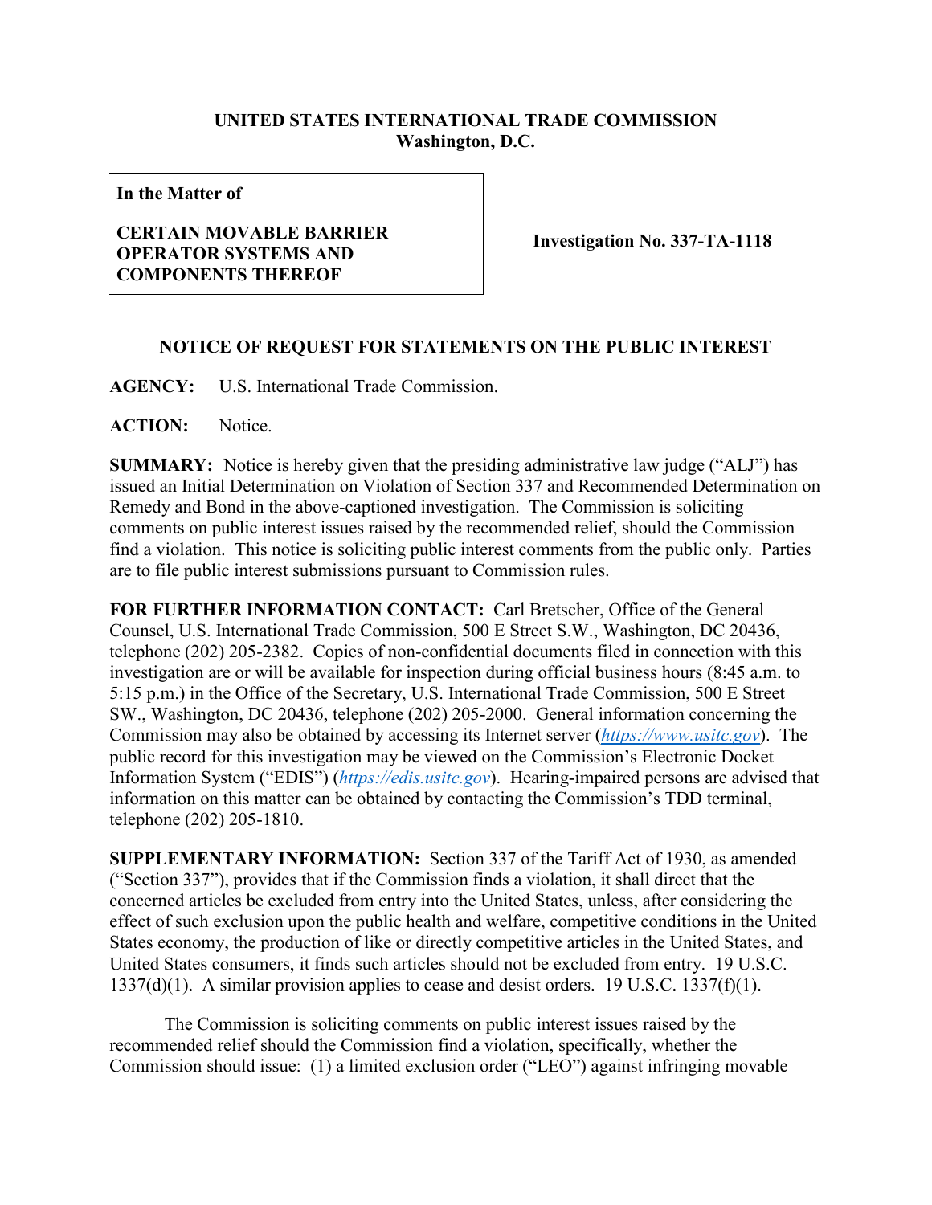**UNITED STATES INTERNATIONAL TRADE COMMISSION**
**Washington, D.C.**

| **In the Matter of**<br><br>**CERTAIN MOVABLE BARRIER OPERATOR SYSTEMS AND COMPONENTS THEREOF** | **Investigation No. 337-TA-1118** |
|---|---|

**NOTICE OF REQUEST FOR STATEMENTS ON THE PUBLIC INTEREST**

**AGENCY:** U.S. International Trade Commission.

**ACTION:** Notice.

**SUMMARY:** Notice is hereby given that the presiding administrative law judge ("ALJ") has issued an Initial Determination on Violation of Section 337 and Recommended Determination on Remedy and Bond in the above-captioned investigation. The Commission is soliciting comments on public interest issues raised by the recommended relief, should the Commission find a violation. This notice is soliciting public interest comments from the public only. Parties are to file public interest submissions pursuant to Commission rules.

**FOR FURTHER INFORMATION CONTACT:** Carl Bretscher, Office of the General Counsel, U.S. International Trade Commission, 500 E Street S.W., Washington, DC 20436, telephone (202) 205-2382. Copies of non-confidential documents filed in connection with this investigation are or will be available for inspection during official business hours (8:45 a.m. to 5:15 p.m.) in the Office of the Secretary, U.S. International Trade Commission, 500 E Street SW., Washington, DC 20436, telephone (202) 205-2000. General information concerning the Commission may also be obtained by accessing its Internet server (*https://www.usitc.gov*). The public record for this investigation may be viewed on the Commission's Electronic Docket Information System ("EDIS") (*https://edis.usitc.gov*). Hearing-impaired persons are advised that information on this matter can be obtained by contacting the Commission's TDD terminal, telephone (202) 205-1810.

**SUPPLEMENTARY INFORMATION:** Section 337 of the Tariff Act of 1930, as amended ("Section 337"), provides that if the Commission finds a violation, it shall direct that the concerned articles be excluded from entry into the United States, unless, after considering the effect of such exclusion upon the public health and welfare, competitive conditions in the United States economy, the production of like or directly competitive articles in the United States, and United States consumers, it finds such articles should not be excluded from entry. 19 U.S.C. 1337(d)(1). A similar provision applies to cease and desist orders. 19 U.S.C. 1337(f)(1).

The Commission is soliciting comments on public interest issues raised by the recommended relief should the Commission find a violation, specifically, whether the Commission should issue: (1) a limited exclusion order ("LEO") against infringing movable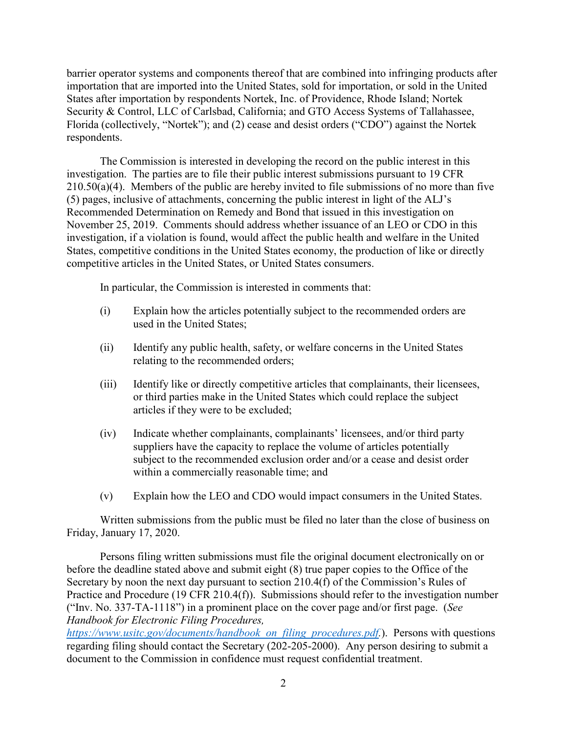barrier operator systems and components thereof that are combined into infringing products after importation that are imported into the United States, sold for importation, or sold in the United States after importation by respondents Nortek, Inc. of Providence, Rhode Island; Nortek Security & Control, LLC of Carlsbad, California; and GTO Access Systems of Tallahassee, Florida (collectively, "Nortek"); and (2) cease and desist orders ("CDO") against the Nortek respondents.

The Commission is interested in developing the record on the public interest in this investigation. The parties are to file their public interest submissions pursuant to 19 CFR 210.50(a)(4). Members of the public are hereby invited to file submissions of no more than five (5) pages, inclusive of attachments, concerning the public interest in light of the ALJ's Recommended Determination on Remedy and Bond that issued in this investigation on November 25, 2019. Comments should address whether issuance of an LEO or CDO in this investigation, if a violation is found, would affect the public health and welfare in the United States, competitive conditions in the United States economy, the production of like or directly competitive articles in the United States, or United States consumers.

In particular, the Commission is interested in comments that:

(i) Explain how the articles potentially subject to the recommended orders are used in the United States;

(ii) Identify any public health, safety, or welfare concerns in the United States relating to the recommended orders;

(iii) Identify like or directly competitive articles that complainants, their licensees, or third parties make in the United States which could replace the subject articles if they were to be excluded;

(iv) Indicate whether complainants, complainants' licensees, and/or third party suppliers have the capacity to replace the volume of articles potentially subject to the recommended exclusion order and/or a cease and desist order within a commercially reasonable time; and

(v) Explain how the LEO and CDO would impact consumers in the United States.

Written submissions from the public must be filed no later than the close of business on Friday, January 17, 2020.

Persons filing written submissions must file the original document electronically on or before the deadline stated above and submit eight (8) true paper copies to the Office of the Secretary by noon the next day pursuant to section 210.4(f) of the Commission's Rules of Practice and Procedure (19 CFR 210.4(f)). Submissions should refer to the investigation number ("Inv. No. 337-TA-1118") in a prominent place on the cover page and/or first page. (*See Handbook for Electronic Filing Procedures, https://www.usitc.gov/documents/handbook_on_filing_procedures.pdf.*). Persons with questions regarding filing should contact the Secretary (202-205-2000). Any person desiring to submit a document to the Commission in confidence must request confidential treatment.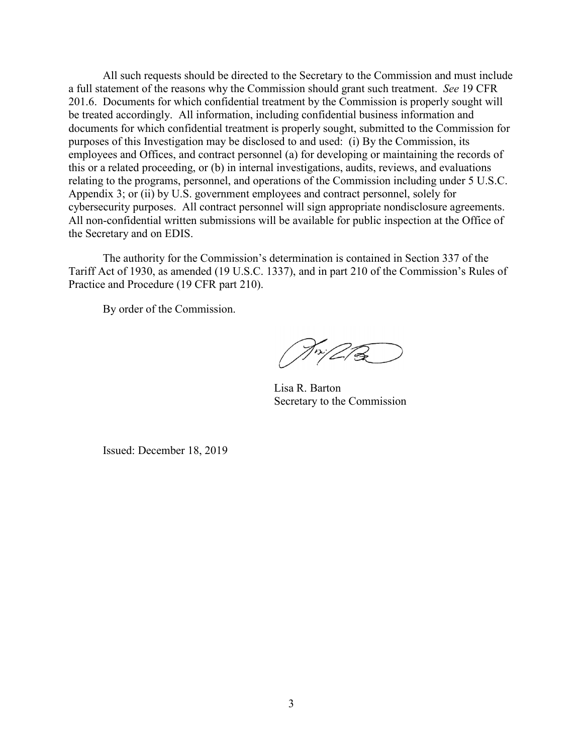All such requests should be directed to the Secretary to the Commission and must include a full statement of the reasons why the Commission should grant such treatment. *See* 19 CFR 201.6. Documents for which confidential treatment by the Commission is properly sought will be treated accordingly. All information, including confidential business information and documents for which confidential treatment is properly sought, submitted to the Commission for purposes of this Investigation may be disclosed to and used: (i) By the Commission, its employees and Offices, and contract personnel (a) for developing or maintaining the records of this or a related proceeding, or (b) in internal investigations, audits, reviews, and evaluations relating to the programs, personnel, and operations of the Commission including under 5 U.S.C. Appendix 3; or (ii) by U.S. government employees and contract personnel, solely for cybersecurity purposes. All contract personnel will sign appropriate nondisclosure agreements. All non-confidential written submissions will be available for public inspection at the Office of the Secretary and on EDIS.

The authority for the Commission's determination is contained in Section 337 of the Tariff Act of 1930, as amended (19 U.S.C. 1337), and in part 210 of the Commission's Rules of Practice and Procedure (19 CFR part 210).

By order of the Commission.

Lisa R. Barton
Secretary to the Commission

Issued: December 18, 2019